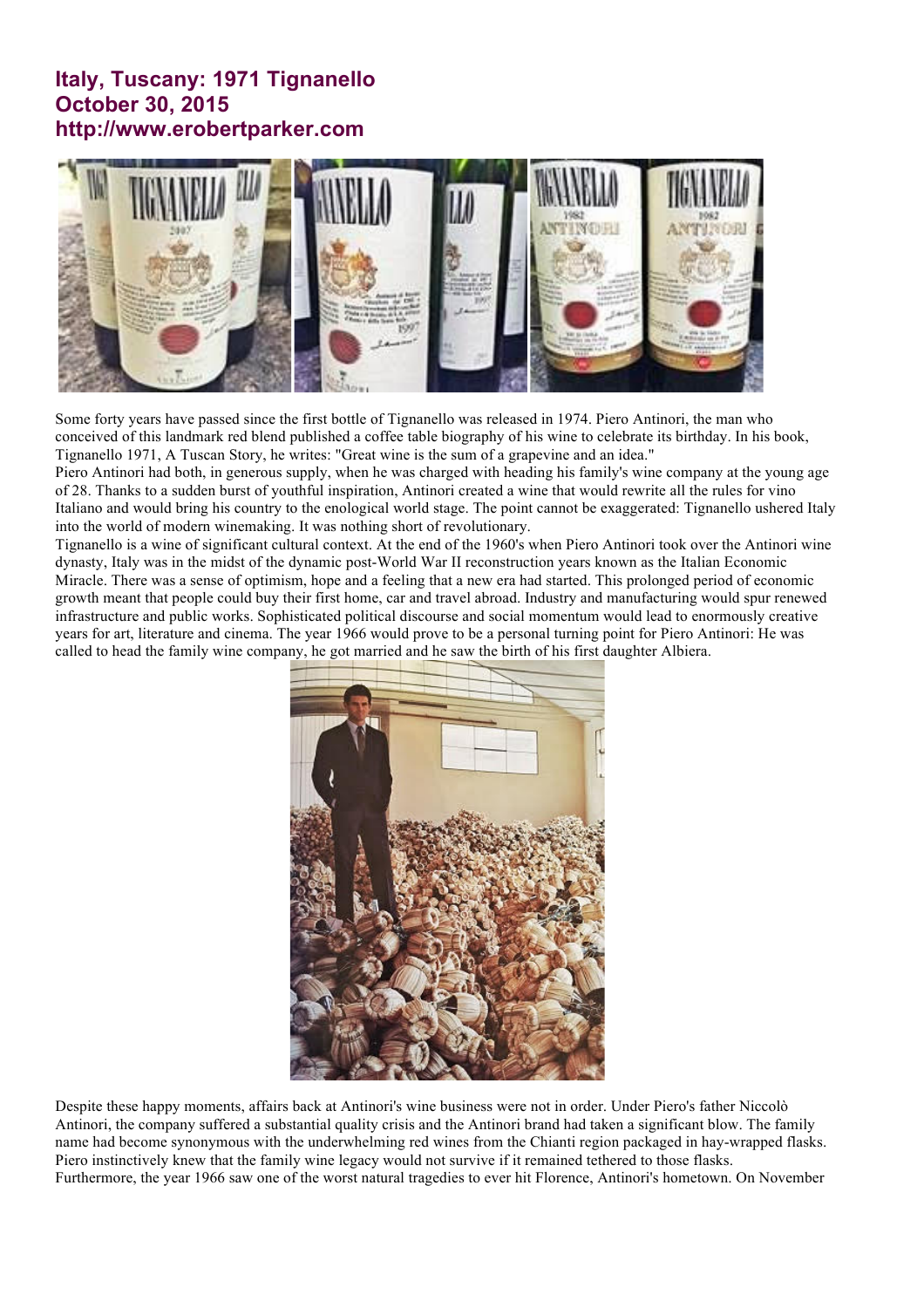# Italy, Tuscany: 1971 Tignanello
# October 30, 2015
# http://www.erobertparker.com

Some forty years have passed since the first bottle of Tignanello was released in 1974. Piero Antinori, the man who conceived of this landmark red blend published a coffee table biography of his wine to celebrate its birthday. In his book, Tignanello 1971, A Tuscan Story, he writes: "Great wine is the sum of a grapevine and an idea."

Piero Antinori had both, in generous supply, when he was charged with heading his family's wine company at the young age of 28. Thanks to a sudden burst of youthful inspiration, Antinori created a wine that would rewrite all the rules for vino Italiano and would bring his country to the enological world stage. The point cannot be exaggerated: Tignanello ushered Italy into the world of modern winemaking. It was nothing short of revolutionary.

Tignanello is a wine of significant cultural context. At the end of the 1960's when Piero Antinori took over the Antinori wine dynasty, Italy was in the midst of the dynamic post-World War II reconstruction years known as the Italian Economic Miracle. There was a sense of optimism, hope and a feeling that a new era had started. This prolonged period of economic growth meant that people could buy their first home, car and travel abroad. Industry and manufacturing would spur renewed infrastructure and public works. Sophisticated political discourse and social momentum would lead to enormously creative years for art, literature and cinema. The year 1966 would prove to be a personal turning point for Piero Antinori: He was called to head the family wine company, he got married and he saw the birth of his first daughter Albiera.

Despite these happy moments, affairs back at Antinori's wine business were not in order. Under Piero's father Niccolò Antinori, the company suffered a substantial quality crisis and the Antinori brand had taken a significant blow. The family name had become synonymous with the underwhelming red wines from the Chianti region packaged in hay-wrapped flasks. Piero instinctively knew that the family wine legacy would not survive if it remained tethered to those flasks.

Furthermore, the year 1966 saw one of the worst natural tragedies to ever hit Florence, Antinori's hometown. On November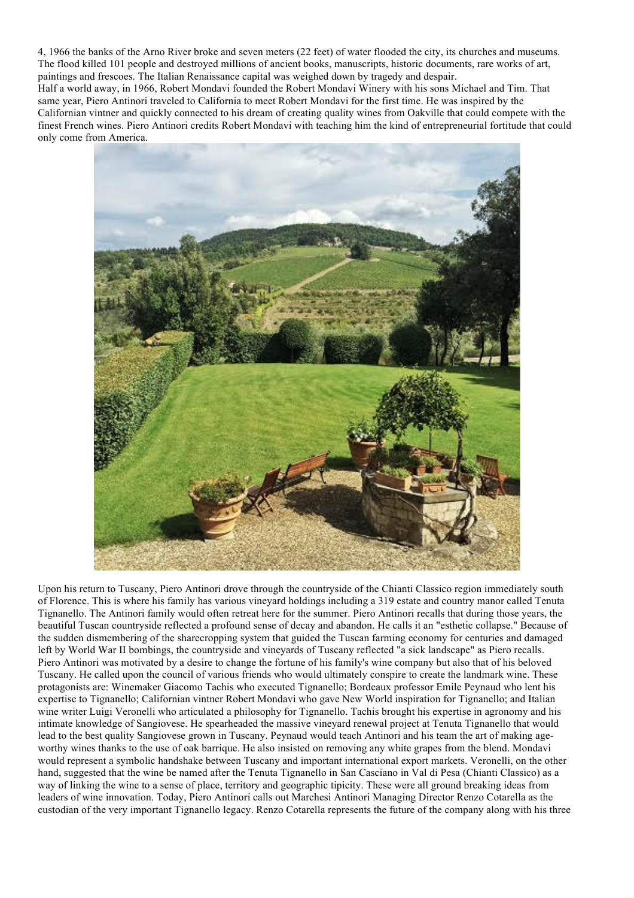4, 1966 the banks of the Arno River broke and seven meters (22 feet) of water flooded the city, its churches and museums. The flood killed 101 people and destroyed millions of ancient books, manuscripts, historic documents, rare works of art, paintings and frescoes. The Italian Renaissance capital was weighed down by tragedy and despair.

Half a world away, in 1966, Robert Mondavi founded the Robert Mondavi Winery with his sons Michael and Tim. That same year, Piero Antinori traveled to California to meet Robert Mondavi for the first time. He was inspired by the Californian vintner and quickly connected to his dream of creating quality wines from Oakville that could compete with the finest French wines. Piero Antinori credits Robert Mondavi with teaching him the kind of entrepreneurial fortitude that could only come from America.

Upon his return to Tuscany, Piero Antinori drove through the countryside of the Chianti Classico region immediately south of Florence. This is where his family has various vineyard holdings including a 319 estate and country manor called Tenuta Tignanello. The Antinori family would often retreat here for the summer. Piero Antinori recalls that during those years, the beautiful Tuscan countryside reflected a profound sense of decay and abandon. He calls it an "esthetic collapse." Because of the sudden dismembering of the sharecropping system that guided the Tuscan farming economy for centuries and damaged left by World War II bombings, the countryside and vineyards of Tuscany reflected "a sick landscape" as Piero recalls. Piero Antinori was motivated by a desire to change the fortune of his family's wine company but also that of his beloved Tuscany. He called upon the council of various friends who would ultimately conspire to create the landmark wine. These protagonists are: Winemaker Giacomo Tachis who executed Tignanello; Bordeaux professor Emile Peynaud who lent his expertise to Tignanello; Californian vintner Robert Mondavi who gave New World inspiration for Tignanello; and Italian wine writer Luigi Veronelli who articulated a philosophy for Tignanello. Tachis brought his expertise in agronomy and his intimate knowledge of Sangiovese. He spearheaded the massive vineyard renewal project at Tenuta Tignanello that would lead to the best quality Sangiovese grown in Tuscany. Peynaud would teach Antinori and his team the art of making age-worthy wines thanks to the use of oak barrique. He also insisted on removing any white grapes from the blend. Mondavi would represent a symbolic handshake between Tuscany and important international export markets. Veronelli, on the other hand, suggested that the wine be named after the Tenuta Tignanello in San Casciano in Val di Pesa (Chianti Classico) as a way of linking the wine to a sense of place, territory and geographic tipicity. These were all ground breaking ideas from leaders of wine innovation. Today, Piero Antinori calls out Marchesi Antinori Managing Director Renzo Cotarella as the custodian of the very important Tignanello legacy. Renzo Cotarella represents the future of the company along with his three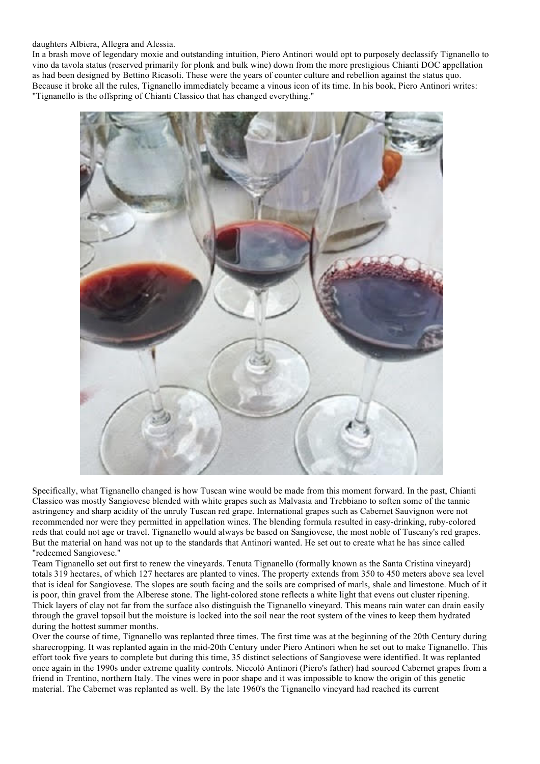daughters Albiera, Allegra and Alessia.

In a brash move of legendary moxie and outstanding intuition, Piero Antinori would opt to purposely declassify Tignanello to vino da tavola status (reserved primarily for plonk and bulk wine) down from the more prestigious Chianti DOC appellation as had been designed by Bettino Ricasoli. These were the years of counter culture and rebellion against the status quo. Because it broke all the rules, Tignanello immediately became a vinous icon of its time. In his book, Piero Antinori writes: "Tignanello is the offspring of Chianti Classico that has changed everything."

Specifically, what Tignanello changed is how Tuscan wine would be made from this moment forward. In the past, Chianti Classico was mostly Sangiovese blended with white grapes such as Malvasia and Trebbiano to soften some of the tannic astringency and sharp acidity of the unruly Tuscan red grape. International grapes such as Cabernet Sauvignon were not recommended nor were they permitted in appellation wines. The blending formula resulted in easy-drinking, ruby-colored reds that could not age or travel. Tignanello would always be based on Sangiovese, the most noble of Tuscany's red grapes. But the material on hand was not up to the standards that Antinori wanted. He set out to create what he has since called "redeemed Sangiovese."

Team Tignanello set out first to renew the vineyards. Tenuta Tignanello (formally known as the Santa Cristina vineyard) totals 319 hectares, of which 127 hectares are planted to vines. The property extends from 350 to 450 meters above sea level that is ideal for Sangiovese. The slopes are south facing and the soils are comprised of marls, shale and limestone. Much of it is poor, thin gravel from the Alberese stone. The light-colored stone reflects a white light that evens out cluster ripening. Thick layers of clay not far from the surface also distinguish the Tignanello vineyard. This means rain water can drain easily through the gravel topsoil but the moisture is locked into the soil near the root system of the vines to keep them hydrated during the hottest summer months.

Over the course of time, Tignanello was replanted three times. The first time was at the beginning of the 20th Century during sharecropping. It was replanted again in the mid-20th Century under Piero Antinori when he set out to make Tignanello. This effort took five years to complete but during this time, 35 distinct selections of Sangiovese were identified. It was replanted once again in the 1990s under extreme quality controls. Niccolò Antinori (Piero's father) had sourced Cabernet grapes from a friend in Trentino, northern Italy. The vines were in poor shape and it was impossible to know the origin of this genetic material. The Cabernet was replanted as well. By the late 1960's the Tignanello vineyard had reached its current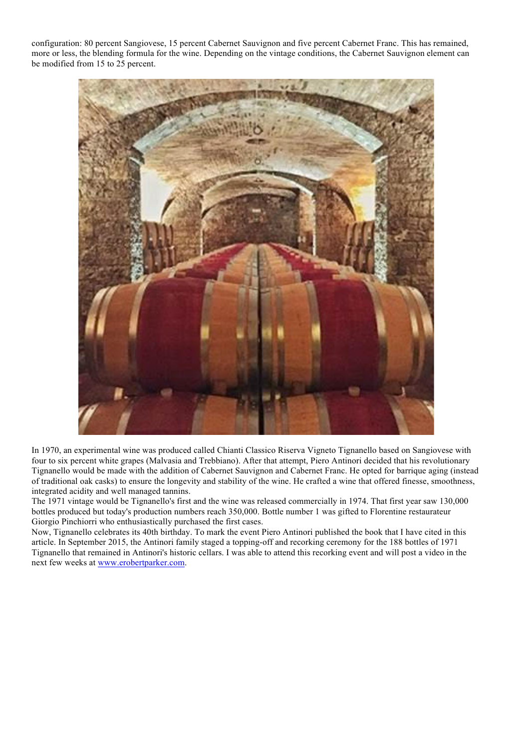configuration: 80 percent Sangiovese, 15 percent Cabernet Sauvignon and five percent Cabernet Franc. This has remained, more or less, the blending formula for the wine. Depending on the vintage conditions, the Cabernet Sauvignon element can be modified from 15 to 25 percent.

In 1970, an experimental wine was produced called Chianti Classico Riserva Vigneto Tignanello based on Sangiovese with four to six percent white grapes (Malvasia and Trebbiano). After that attempt, Piero Antinori decided that his revolutionary Tignanello would be made with the addition of Cabernet Sauvignon and Cabernet Franc. He opted for barrique aging (instead of traditional oak casks) to ensure the longevity and stability of the wine. He crafted a wine that offered finesse, smoothness, integrated acidity and well managed tannins.

The 1971 vintage would be Tignanello's first and the wine was released commercially in 1974. That first year saw 130,000 bottles produced but today's production numbers reach 350,000. Bottle number 1 was gifted to Florentine restaurateur Giorgio Pinchiorri who enthusiastically purchased the first cases.

Now, Tignanello celebrates its 40th birthday. To mark the event Piero Antinori published the book that I have cited in this article. In September 2015, the Antinori family staged a topping-off and recorking ceremony for the 188 bottles of 1971 Tignanello that remained in Antinori's historic cellars. I was able to attend this recorking event and will post a video in the next few weeks at [www.erobertparker.com](http://www.erobertparker.com).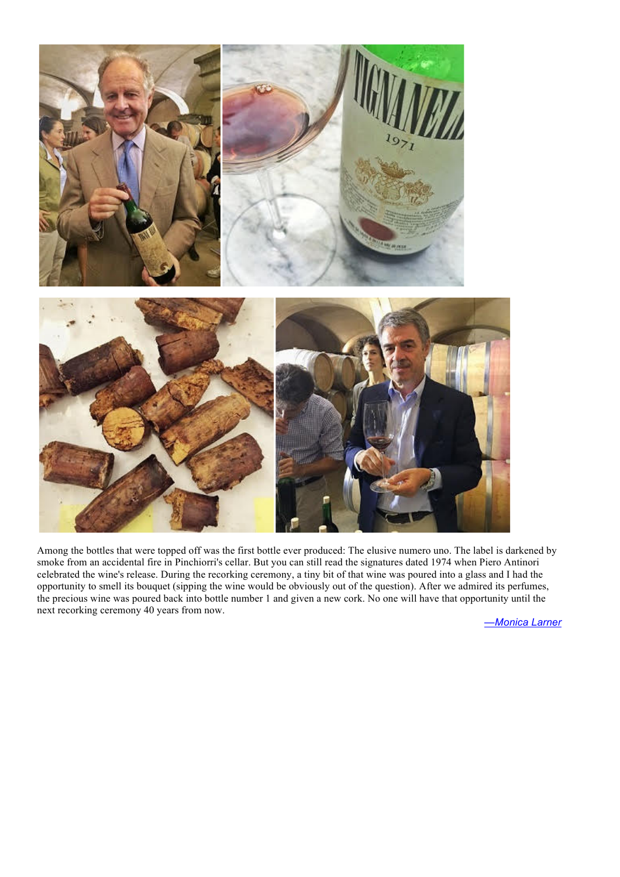Among the bottles that were topped off was the first bottle ever produced: The elusive numero uno. The label is darkened by smoke from an accidental fire in Pinchiorri's cellar. But you can still read the signatures dated 1974 when Piero Antinori celebrated the wine's release. During the recorking ceremony, a tiny bit of that wine was poured into a glass and I had the opportunity to smell its bouquet (sipping the wine would be obviously out of the question). After we admired its perfumes, the precious wine was poured back into bottle number 1 and given a new cork. No one will have that opportunity until the next recorking ceremony 40 years from now.

*—Monica Larner*